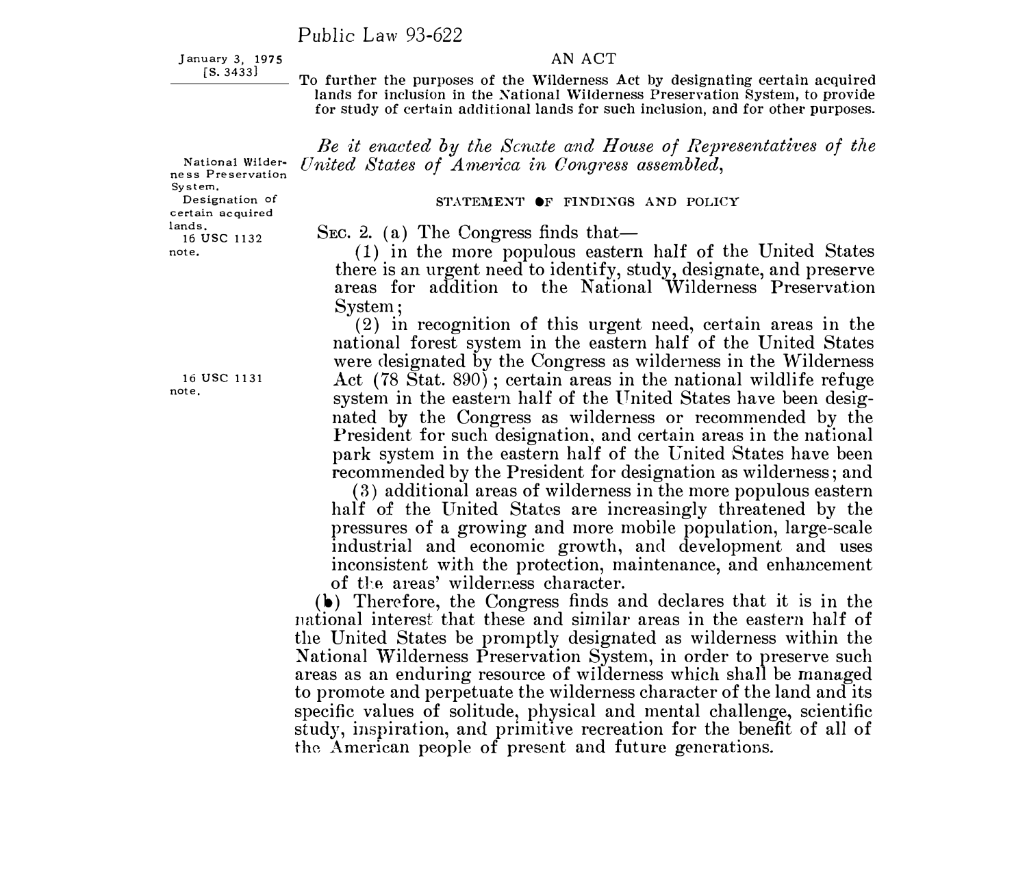# Public Law 93-622

January 3, 1975
[S. 3433]

## AN ACT

To further the purposes of the Wilderness Act by designating certain acquired lands for inclusion in the National Wilderness Preservation System, to provide for study of certain additional lands for such inclusion, and for other purposes.

National Wilderness Preservation System.
Designation of certain acquired lands.
16 USC 1132 note.

*Be it enacted by the Senate and House of Representatives of the United States of America in Congress assembled,*

### STATEMENT OF FINDINGS AND POLICY

SEC. 2. (a) The Congress finds that—

(1) in the more populous eastern half of the United States there is an urgent need to identify, study, designate, and preserve areas for addition to the National Wilderness Preservation System;

16 USC 1131 note.

(2) in recognition of this urgent need, certain areas in the national forest system in the eastern half of the United States were designated by the Congress as wilderness in the Wilderness Act (78 Stat. 890); certain areas in the national wildlife refuge system in the eastern half of the United States have been designated by the Congress as wilderness or recommended by the President for such designation, and certain areas in the national park system in the eastern half of the United States have been recommended by the President for designation as wilderness; and

(3) additional areas of wilderness in the more populous eastern half of the United States are increasingly threatened by the pressures of a growing and more mobile population, large-scale industrial and economic growth, and development and uses inconsistent with the protection, maintenance, and enhancement of the areas' wilderness character.

(b) Therefore, the Congress finds and declares that it is in the national interest that these and similar areas in the eastern half of the United States be promptly designated as wilderness within the National Wilderness Preservation System, in order to preserve such areas as an enduring resource of wilderness which shall be managed to promote and perpetuate the wilderness character of the land and its specific values of solitude, physical and mental challenge, scientific study, inspiration, and primitive recreation for the benefit of all of the American people of present and future generations.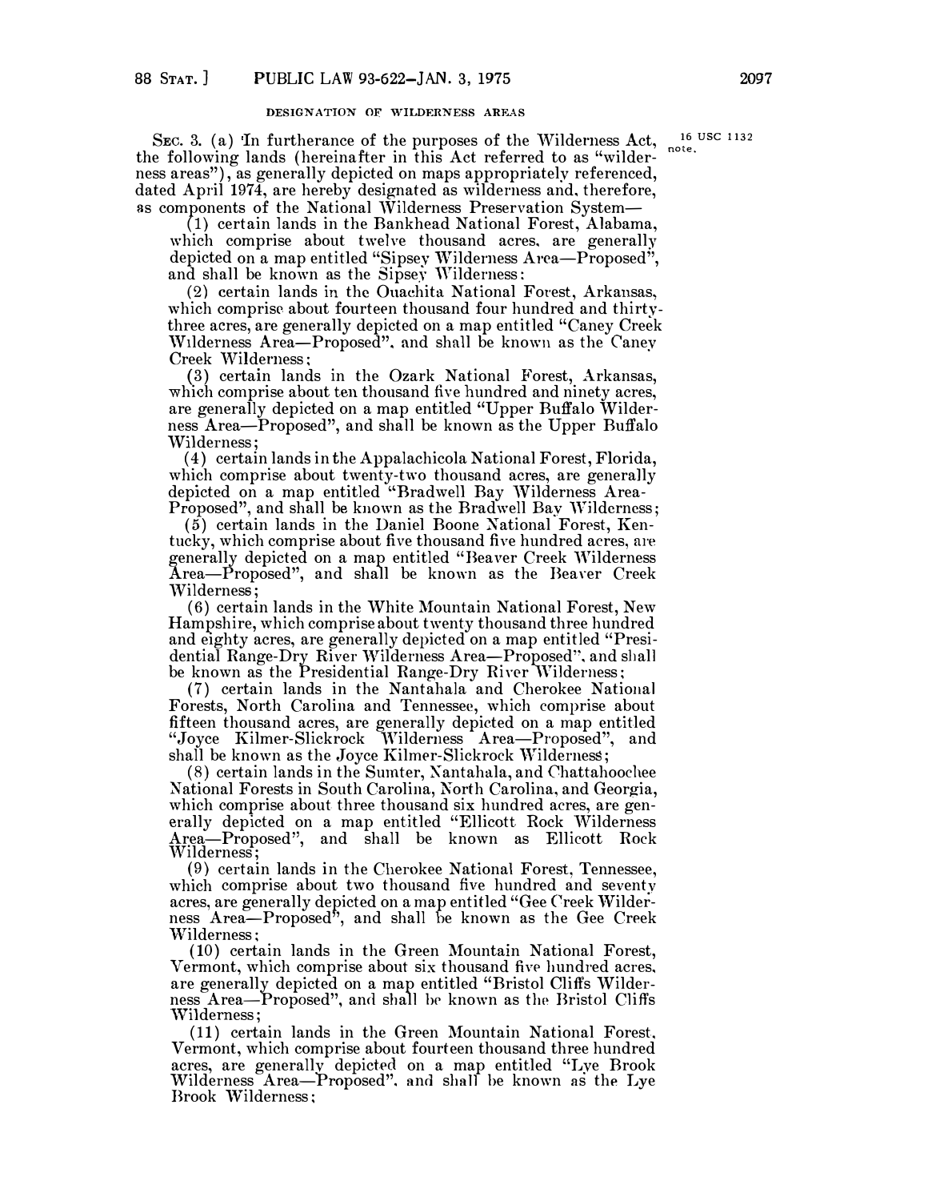### DESIGNATION OF WILDERNESS AREAS

SEC. 3. (a) In furtherance of the purposes of the Wilderness Act, the following lands (hereinafter in this Act referred to as "wilderness areas"), as generally depicted on maps appropriately referenced, dated April 1974, are hereby designated as wilderness and, therefore, as components of the National Wilderness Preservation System—

16 USC 1132 note.

(1) certain lands in the Bankhead National Forest, Alabama, which comprise about twelve thousand acres, are generally depicted on a map entitled "Sipsey Wilderness Area—Proposed", and shall be known as the Sipsey Wilderness;

(2) certain lands in the Ouachita National Forest, Arkansas, which comprise about fourteen thousand four hundred and thirty-three acres, are generally depicted on a map entitled "Caney Creek Wilderness Area—Proposed", and shall be known as the Caney Creek Wilderness;

(3) certain lands in the Ozark National Forest, Arkansas, which comprise about ten thousand five hundred and ninety acres, are generally depicted on a map entitled "Upper Buffalo Wilderness Area—Proposed", and shall be known as the Upper Buffalo Wilderness;

(4) certain lands in the Appalachicola National Forest, Florida, which comprise about twenty-two thousand acres, are generally depicted on a map entitled "Bradwell Bay Wilderness Area-Proposed", and shall be known as the Bradwell Bay Wilderness;

(5) certain lands in the Daniel Boone National Forest, Kentucky, which comprise about five thousand five hundred acres, are generally depicted on a map entitled "Beaver Creek Wilderness Area—Proposed", and shall be known as the Beaver Creek Wilderness;

(6) certain lands in the White Mountain National Forest, New Hampshire, which comprise about twenty thousand three hundred and eighty acres, are generally depicted on a map entitled "Presidential Range-Dry River Wilderness Area—Proposed", and shall be known as the Presidential Range-Dry River Wilderness;

(7) certain lands in the Nantahala and Cherokee National Forests, North Carolina and Tennessee, which comprise about fifteen thousand acres, are generally depicted on a map entitled "Joyce Kilmer-Slickrock Wilderness Area—Proposed", and shall be known as the Joyce Kilmer-Slickrock Wilderness;

(8) certain lands in the Sumter, Nantahala, and Chattahoochee National Forests in South Carolina, North Carolina, and Georgia, which comprise about three thousand six hundred acres, are generally depicted on a map entitled "Ellicott Rock Wilderness Area—Proposed", and shall be known as Ellicott Rock Wilderness;

(9) certain lands in the Cherokee National Forest, Tennessee, which comprise about two thousand five hundred and seventy acres, are generally depicted on a map entitled "Gee Creek Wilderness Area—Proposed", and shall be known as the Gee Creek Wilderness;

(10) certain lands in the Green Mountain National Forest, Vermont, which comprise about six thousand five hundred acres, are generally depicted on a map entitled "Bristol Cliffs Wilderness Area—Proposed", and shall be known as the Bristol Cliffs Wilderness;

(11) certain lands in the Green Mountain National Forest, Vermont, which comprise about fourteen thousand three hundred acres, are generally depicted on a map entitled "Lye Brook Wilderness Area—Proposed", and shall be known as the Lye Brook Wilderness;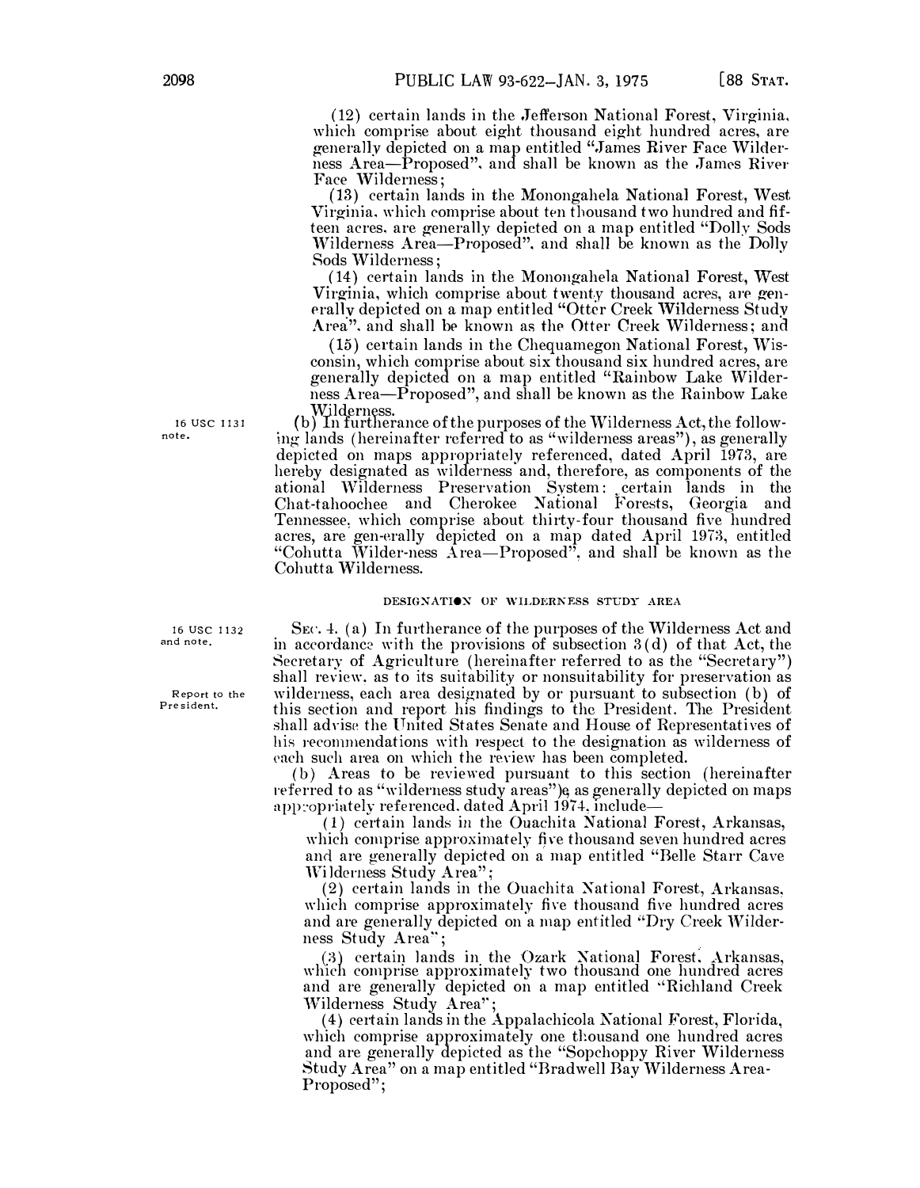(12) certain lands in the Jefferson National Forest, Virginia, which comprise about eight thousand eight hundred acres, are generally depicted on a map entitled "James River Face Wilderness Area—Proposed", and shall be known as the James River Face Wilderness;

(13) certain lands in the Monongahela National Forest, West Virginia, which comprise about ten thousand two hundred and fifteen acres, are generally depicted on a map entitled "Dolly Sods Wilderness Area—Proposed", and shall be known as the Dolly Sods Wilderness;

(14) certain lands in the Monongahela National Forest, West Virginia, which comprise about twenty thousand acres, are generally depicted on a map entitled "Otter Creek Wilderness Study Area", and shall be known as the Otter Creek Wilderness; and

(15) certain lands in the Chequamegon National Forest, Wisconsin, which comprise about six thousand six hundred acres, are generally depicted on a map entitled "Rainbow Lake Wilderness Area—Proposed", and shall be known as the Rainbow Lake Wilderness.

16 USC 1131 note.

(b) In furtherance of the purposes of the Wilderness Act, the following lands (hereinafter referred to as "wilderness areas"), as generally depicted on maps appropriately referenced, dated April 1973, are hereby designated as wilderness and, therefore, as components of the ational Wilderness Preservation System: certain lands in the Chat-tahoochee and Cherokee National Forests, Georgia and Tennessee, which comprise about thirty-four thousand five hundred acres, are gen-erally depicted on a map dated April 1973, entitled "Cohutta Wilder-ness Area—Proposed", and shall be known as the Cohutta Wilderness.

## DESIGNATION OF WILDERNESS STUDY AREA

16 USC 1132 and note.

Report to the President.

SEC. 4. (a) In furtherance of the purposes of the Wilderness Act and in accordance with the provisions of subsection 3(d) of that Act, the Secretary of Agriculture (hereinafter referred to as the "Secretary") shall review, as to its suitability or nonsuitability for preservation as wilderness, each area designated by or pursuant to subsection (b) of this section and report his findings to the President. The President shall advise the United States Senate and House of Representatives of his recommendations with respect to the designation as wilderness of each such area on which the review has been completed.

(b) Areas to be reviewed pursuant to this section (hereinafter referred to as "wilderness study areas"), as generally depicted on maps appropriately referenced, dated April 1974, include—

(1) certain lands in the Ouachita National Forest, Arkansas, which comprise approximately five thousand seven hundred acres and are generally depicted on a map entitled "Belle Starr Cave Wilderness Study Area";

(2) certain lands in the Ouachita National Forest, Arkansas, which comprise approximately five thousand five hundred acres and are generally depicted on a map entitled "Dry Creek Wilderness Study Area";

(3) certain lands in the Ozark National Forest, Arkansas, which comprise approximately two thousand one hundred acres and are generally depicted on a map entitled "Richland Creek Wilderness Study Area";

(4) certain lands in the Appalachicola National Forest, Florida, which comprise approximately one thousand one hundred acres and are generally depicted as the "Sopchoppy River Wilderness Study Area" on a map entitled "Bradwell Bay Wilderness Area-Proposed";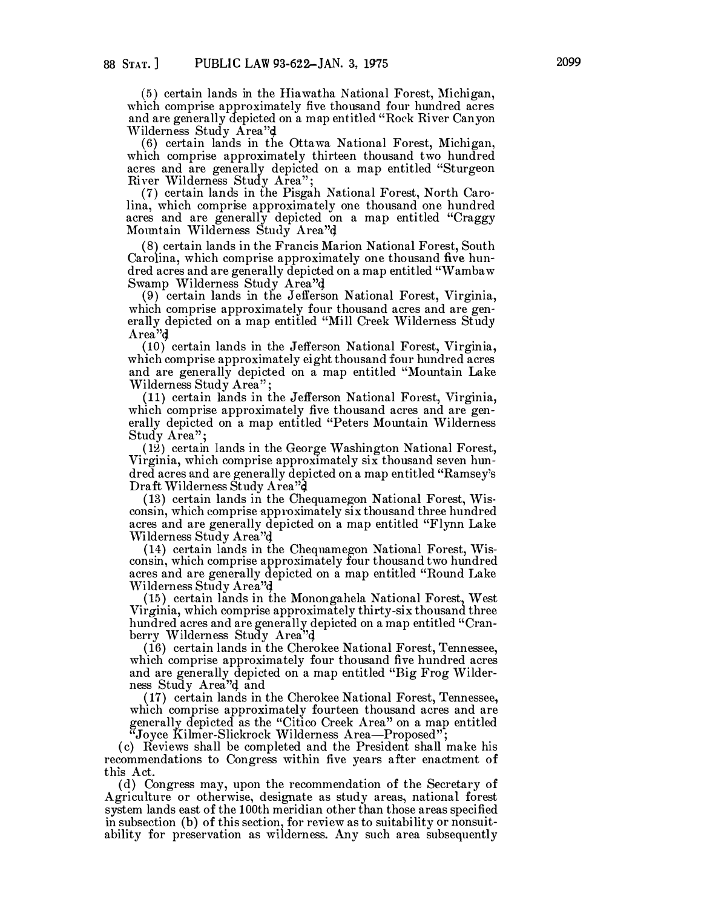(5) certain lands in the Hiawatha National Forest, Michigan, which comprise approximately five thousand four hundred acres and are generally depicted on a map entitled "Rock River Canyon Wilderness Study Area";

(6) certain lands in the Ottawa National Forest, Michigan, which comprise approximately thirteen thousand two hundred acres and are generally depicted on a map entitled "Sturgeon River Wilderness Study Area";

(7) certain lands in the Pisgah National Forest, North Carolina, which comprise approximately one thousand one hundred acres and are generally depicted on a map entitled "Craggy Mountain Wilderness Study Area";

(8) certain lands in the Francis Marion National Forest, South Carolina, which comprise approximately one thousand five hundred acres and are generally depicted on a map entitled "Wambaw Swamp Wilderness Study Area";

(9) certain lands in the Jefferson National Forest, Virginia, which comprise approximately four thousand acres and are generally depicted on a map entitled "Mill Creek Wilderness Study Area";

(10) certain lands in the Jefferson National Forest, Virginia, which comprise approximately eight thousand four hundred acres and are generally depicted on a map entitled "Mountain Lake Wilderness Study Area";

(11) certain lands in the Jefferson National Forest, Virginia, which comprise approximately five thousand acres and are generally depicted on a map entitled "Peters Mountain Wilderness Study Area";

(12) certain lands in the George Washington National Forest, Virginia, which comprise approximately six thousand seven hundred acres and are generally depicted on a map entitled "Ramsey's Draft Wilderness Study Area";

(13) certain lands in the Chequamegon National Forest, Wisconsin, which comprise approximately six thousand three hundred acres and are generally depicted on a map entitled "Flynn Lake Wilderness Study Area";

(14) certain lands in the Chequamegon National Forest, Wisconsin, which comprise approximately four thousand two hundred acres and are generally depicted on a map entitled "Round Lake Wilderness Study Area";

(15) certain lands in the Monongahela National Forest, West Virginia, which comprise approximately thirty-six thousand three hundred acres and are generally depicted on a map entitled "Cranberry Wilderness Study Area";

(16) certain lands in the Cherokee National Forest, Tennessee, which comprise approximately four thousand five hundred acres and are generally depicted on a map entitled "Big Frog Wilderness Study Area"; and

(17) certain lands in the Cherokee National Forest, Tennessee, which comprise approximately fourteen thousand acres and are generally depicted as the "Citico Creek Area" on a map entitled "Joyce Kilmer-Slickrock Wilderness Area—Proposed";

(c) Reviews shall be completed and the President shall make his recommendations to Congress within five years after enactment of this Act.

(d) Congress may, upon the recommendation of the Secretary of Agriculture or otherwise, designate as study areas, national forest system lands east of the 100th meridian other than those areas specified in subsection (b) of this section, for review as to suitability or nonsuitability for preservation as wilderness. Any such area subsequently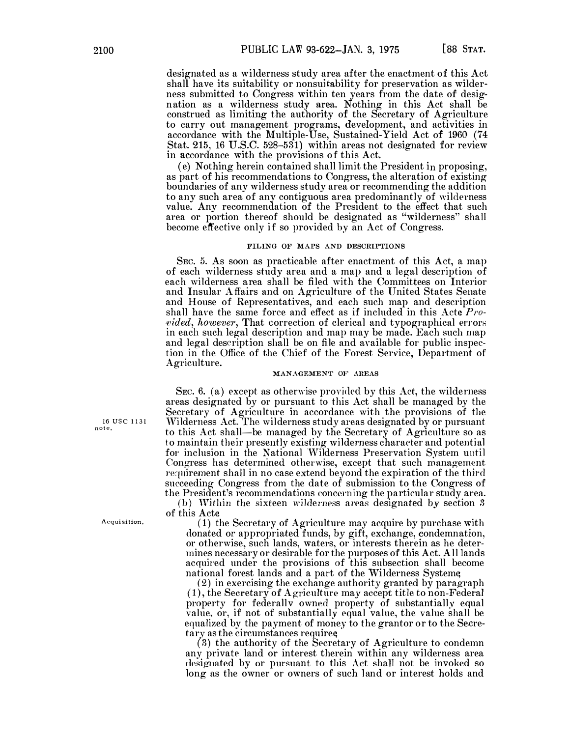designated as a wilderness study area after the enactment of this Act shall have its suitability or nonsuitability for preservation as wilderness submitted to Congress within ten years from the date of designation as a wilderness study area. Nothing in this Act shall be construed as limiting the authority of the Secretary of Agriculture to carry out management programs, development, and activities in accordance with the Multiple-Use, Sustained-Yield Act of 1960 (74 Stat. 215, 16 U.S.C. 528–531) within areas not designated for review in accordance with the provisions of this Act.

(e) Nothing herein contained shall limit the President in proposing, as part of his recommendations to Congress, the alteration of existing boundaries of any wilderness study area or recommending the addition to any such area of any contiguous area predominantly of wilderness value. Any recommendation of the President to the effect that such area or portion thereof should be designated as "wilderness" shall become effective only if so provided by an Act of Congress.

FILING OF MAPS AND DESCRIPTIONS

SEC. 5. As soon as practicable after enactment of this Act, a map of each wilderness study area and a map and a legal description of each wilderness area shall be filed with the Committees on Interior and Insular Affairs and on Agriculture of the United States Senate and House of Representatives, and each such map and description shall have the same force and effect as if included in this Act: *Provided, however*, That correction of clerical and typographical errors in each such legal description and map may be made. Each such map and legal description shall be on file and available for public inspection in the Office of the Chief of the Forest Service, Department of Agriculture.

MANAGEMENT OF AREAS

16 USC 1131 note.

SEC. 6. (a) except as otherwise provided by this Act, the wilderness areas designated by or pursuant to this Act shall be managed by the Secretary of Agriculture in accordance with the provisions of the Wilderness Act. The wilderness study areas designated by or pursuant to this Act shall—be managed by the Secretary of Agriculture so as to maintain their presently existing wilderness character and potential for inclusion in the National Wilderness Preservation System until Congress has determined otherwise, except that such management requirement shall in no case extend beyond the expiration of the third succeeding Congress from the date of submission to the Congress of the President's recommendations concerning the particular study area.

(b) Within the sixteen wilderness areas designated by section 3 of this Act:

Acquisition.

(1) the Secretary of Agriculture may acquire by purchase with donated or appropriated funds, by gift, exchange, condemnation, or otherwise, such lands, waters, or interests therein as he determines necessary or desirable for the purposes of this Act. All lands acquired under the provisions of this subsection shall become national forest lands and a part of the Wilderness System;

(2) in exercising the exchange authority granted by paragraph (1), the Secretary of Agriculture may accept title to non-Federal property for federally owned property of substantially equal value, or, if not of substantially equal value, the value shall be equalized by the payment of money to the grantor or to the Secretary as the circumstances require;

(3) the authority of the Secretary of Agriculture to condemn any private land or interest therein within any wilderness area designated by or pursuant to this Act shall not be invoked so long as the owner or owners of such land or interest holds and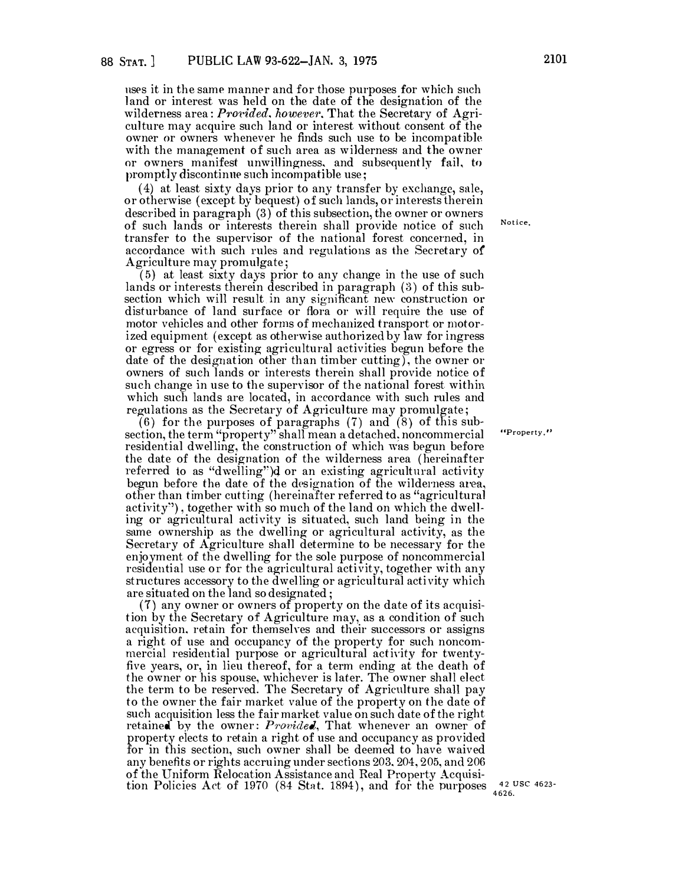uses it in the same manner and for those purposes for which such land or interest was held on the date of the designation of the wilderness area: *Provided, however*, That the Secretary of Agriculture may acquire such land or interest without consent of the owner or owners whenever he finds such use to be incompatible with the management of such area as wilderness and the owner or owners manifest unwillingness, and subsequently fail, to promptly discontinue such incompatible use;

(4) at least sixty days prior to any transfer by exchange, sale, or otherwise (except by bequest) of such lands, or interests therein described in paragraph (3) of this subsection, the owner or owners of such lands or interests therein shall provide notice of such transfer to the supervisor of the national forest concerned, in accordance with such rules and regulations as the Secretary of Agriculture may promulgate;

Notice.

(5) at least sixty days prior to any change in the use of such lands or interests therein described in paragraph (3) of this subsection which will result in any significant new construction or disturbance of land surface or flora or will require the use of motor vehicles and other forms of mechanized transport or motorized equipment (except as otherwise authorized by law for ingress or egress or for existing agricultural activities begun before the date of the designation other than timber cutting), the owner or owners of such lands or interests therein shall provide notice of such change in use to the supervisor of the national forest within which such lands are located, in accordance with such rules and regulations as the Secretary of Agriculture may promulgate;

(6) for the purposes of paragraphs (7) and (8) of this subsection, the term "property" shall mean a detached, noncommercial residential dwelling, the construction of which was begun before the date of the designation of the wilderness area (hereinafter referred to as "dwelling")d or an existing agricultural activity begun before the date of the designation of the wilderness area, other than timber cutting (hereinafter referred to as "agricultural activity"), together with so much of the land on which the dwelling or agricultural activity is situated, such land being in the same ownership as the dwelling or agricultural activity, as the Secretary of Agriculture shall determine to be necessary for the enjoyment of the dwelling for the sole purpose of noncommercial residential use or for the agricultural activity, together with any structures accessory to the dwelling or agricultural activity which are situated on the land so designated;

"Property."

(7) any owner or owners of property on the date of its acquisition by the Secretary of Agriculture may, as a condition of such acquisition, retain for themselves and their successors or assigns a right of use and occupancy of the property for such noncommercial residential purpose or agricultural activity for twenty-five years, or, in lieu thereof, for a term ending at the death of the owner or his spouse, whichever is later. The owner shall elect the term to be reserved. The Secretary of Agriculture shall pay to the owner the fair market value of the property on the date of such acquisition less the fair market value on such date of the right retained by the owner: *Provided*, That whenever an owner of property elects to retain a right of use and occupancy as provided for in this section, such owner shall be deemed to have waived any benefits or rights accruing under sections 203, 204, 205, and 206 of the Uniform Relocation Assistance and Real Property Acquisition Policies Act of 1970 (84 Stat. 1894), and for the purposes

42 USC 4623-4626.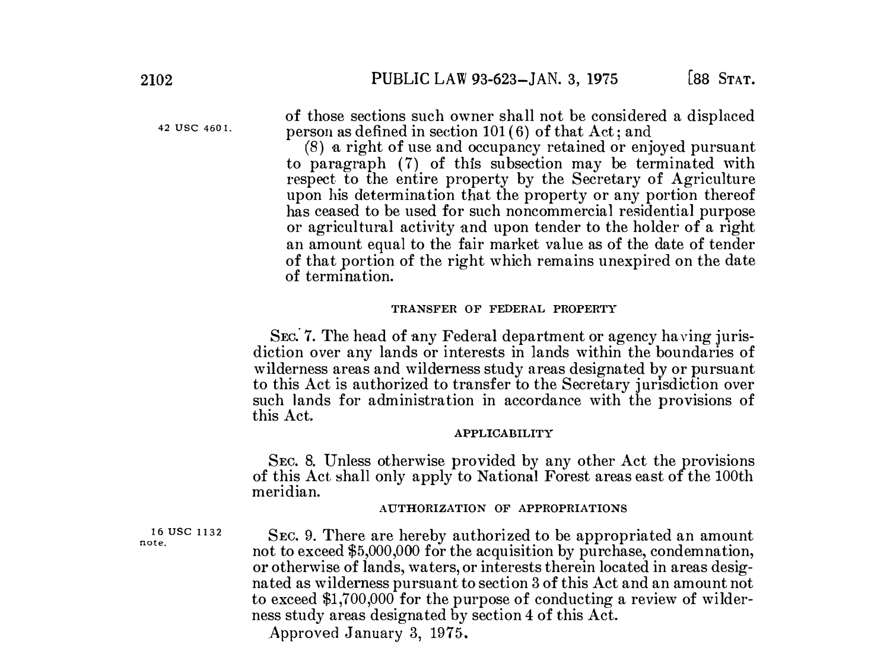42 USC 4601.

of those sections such owner shall not be considered a displaced person as defined in section 101(6) of that Act; and

(8) a right of use and occupancy retained or enjoyed pursuant to paragraph (7) of this subsection may be terminated with respect to the entire property by the Secretary of Agriculture upon his determination that the property or any portion thereof has ceased to be used for such noncommercial residential purpose or agricultural activity and upon tender to the holder of a right an amount equal to the fair market value as of the date of tender of that portion of the right which remains unexpired on the date of termination.

### TRANSFER OF FEDERAL PROPERTY

SEC. 7. The head of any Federal department or agency having jurisdiction over any lands or interests in lands within the boundaries of wilderness areas and wilderness study areas designated by or pursuant to this Act is authorized to transfer to the Secretary jurisdiction over such lands for administration in accordance with the provisions of this Act.

### APPLICABILITY

SEC. 8. Unless otherwise provided by any other Act the provisions of this Act shall only apply to National Forest areas east of the 100th meridian.

### AUTHORIZATION OF APPROPRIATIONS

16 USC 1132 note.

SEC. 9. There are hereby authorized to be appropriated an amount not to exceed $5,000,000 for the acquisition by purchase, condemnation, or otherwise of lands, waters, or interests therein located in areas designated as wilderness pursuant to section 3 of this Act and an amount not to exceed $1,700,000 for the purpose of conducting a review of wilderness study areas designated by section 4 of this Act.

Approved January 3, 1975.